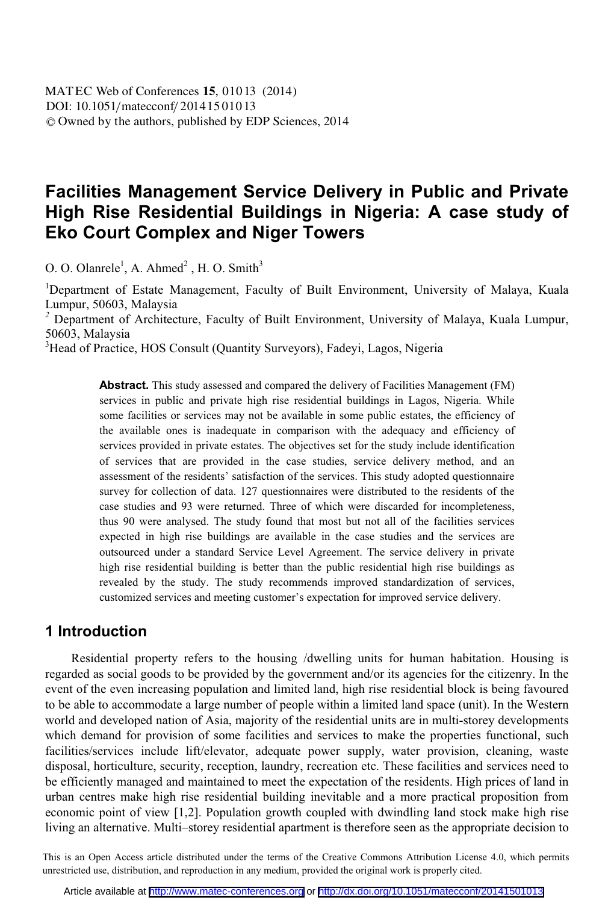# Facilities Management Service Delivery in Public and Private High Rise Residential Buildings in Nigeria: A case study of Eko Court Complex and Niger Towers

O. O. Olanrele[1], A. Ahmed[2] , H. O. Smith[3]

[1]Department of Estate Management, Faculty of Built Environment, University of Malaya, Kuala Lumpur, 50603, Malaysia

[2] Department of Architecture, Faculty of Built Environment, University of Malaya, Kuala Lumpur, 50603, Malaysia

[3]Head of Practice, HOS Consult (Quantity Surveyors), Fadeyi, Lagos, Nigeria

**Abstract.** This study assessed and compared the delivery of Facilities Management (FM) services in public and private high rise residential buildings in Lagos, Nigeria. While some facilities or services may not be available in some public estates, the efficiency of the available ones is inadequate in comparison with the adequacy and efficiency of services provided in private estates. The objectives set for the study include identification of services that are provided in the case studies, service delivery method, and an assessment of the residents' satisfaction of the services. This study adopted questionnaire survey for collection of data. 127 questionnaires were distributed to the residents of the case studies and 93 were returned. Three of which were discarded for incompleteness, thus 90 were analysed. The study found that most but not all of the facilities services expected in high rise buildings are available in the case studies and the services are outsourced under a standard Service Level Agreement. The service delivery in private high rise residential building is better than the public residential high rise buildings as revealed by the study. The study recommends improved standardization of services, customized services and meeting customer's expectation for improved service delivery.

## 1 Introduction

Residential property refers to the housing /dwelling units for human habitation. Housing is regarded as social goods to be provided by the government and/or its agencies for the citizenry. In the event of the even increasing population and limited land, high rise residential block is being favoured to be able to accommodate a large number of people within a limited land space (unit). In the Western world and developed nation of Asia, majority of the residential units are in multi-storey developments which demand for provision of some facilities and services to make the properties functional, such facilities/services include lift/elevator, adequate power supply, water provision, cleaning, waste disposal, horticulture, security, reception, laundry, recreation etc. These facilities and services need to be efficiently managed and maintained to meet the expectation of the residents. High prices of land in urban centres make high rise residential building inevitable and a more practical proposition from economic point of view [1,2]. Population growth coupled with dwindling land stock make high rise living an alternative. Multi–storey residential apartment is therefore seen as the appropriate decision to

This is an Open Access article distributed under the terms of the Creative Commons Attribution License 4.0, which permits unrestricted use, distribution, and reproduction in any medium, provided the original work is properly cited.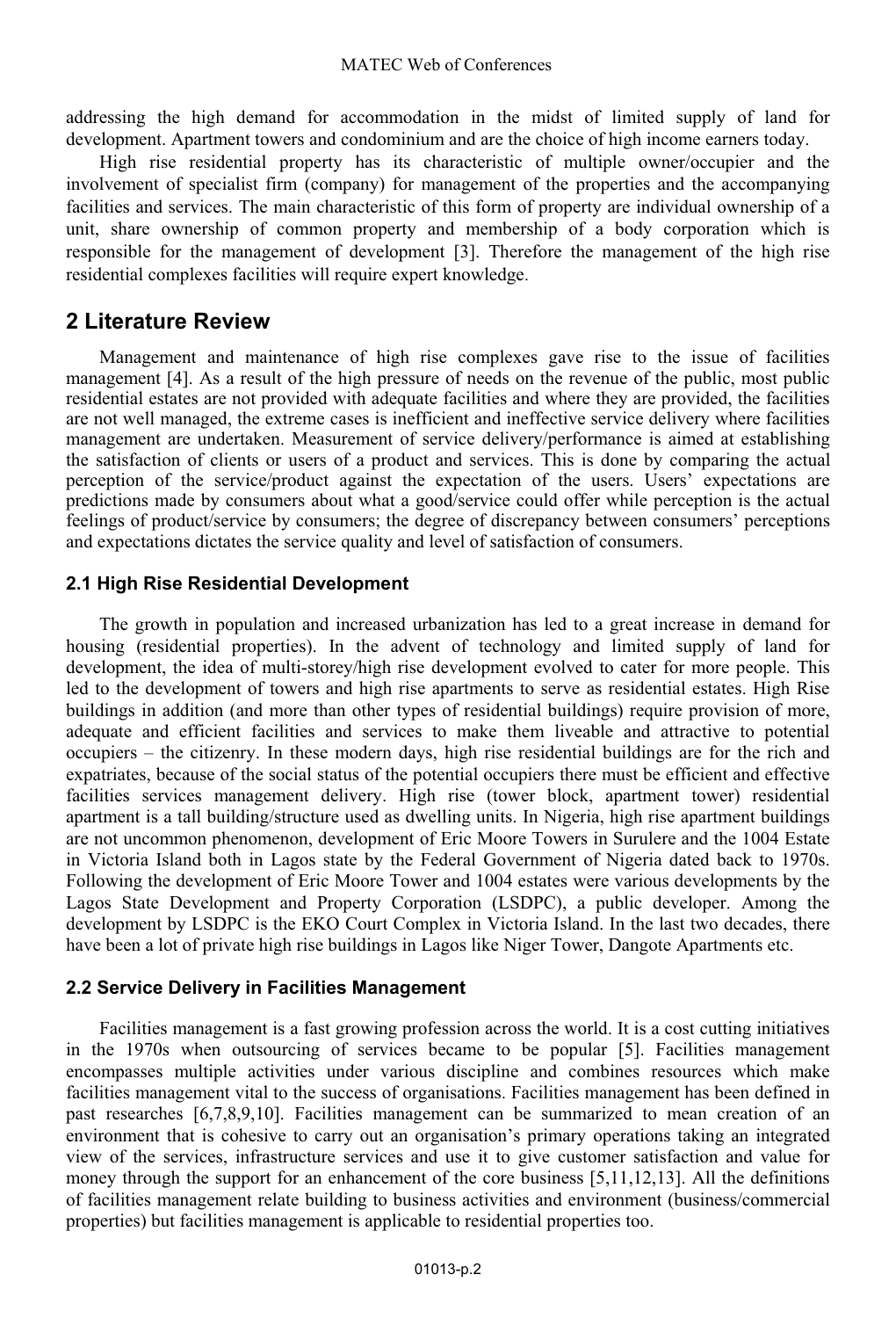addressing the high demand for accommodation in the midst of limited supply of land for development. Apartment towers and condominium and are the choice of high income earners today.

High rise residential property has its characteristic of multiple owner/occupier and the involvement of specialist firm (company) for management of the properties and the accompanying facilities and services. The main characteristic of this form of property are individual ownership of a unit, share ownership of common property and membership of a body corporation which is responsible for the management of development [3]. Therefore the management of the high rise residential complexes facilities will require expert knowledge.

## 2 Literature Review

Management and maintenance of high rise complexes gave rise to the issue of facilities management [4]. As a result of the high pressure of needs on the revenue of the public, most public residential estates are not provided with adequate facilities and where they are provided, the facilities are not well managed, the extreme cases is inefficient and ineffective service delivery where facilities management are undertaken. Measurement of service delivery/performance is aimed at establishing the satisfaction of clients or users of a product and services. This is done by comparing the actual perception of the service/product against the expectation of the users. Users' expectations are predictions made by consumers about what a good/service could offer while perception is the actual feelings of product/service by consumers; the degree of discrepancy between consumers' perceptions and expectations dictates the service quality and level of satisfaction of consumers.

### 2.1 High Rise Residential Development

The growth in population and increased urbanization has led to a great increase in demand for housing (residential properties). In the advent of technology and limited supply of land for development, the idea of multi-storey/high rise development evolved to cater for more people. This led to the development of towers and high rise apartments to serve as residential estates. High Rise buildings in addition (and more than other types of residential buildings) require provision of more, adequate and efficient facilities and services to make them liveable and attractive to potential occupiers – the citizenry. In these modern days, high rise residential buildings are for the rich and expatriates, because of the social status of the potential occupiers there must be efficient and effective facilities services management delivery. High rise (tower block, apartment tower) residential apartment is a tall building/structure used as dwelling units. In Nigeria, high rise apartment buildings are not uncommon phenomenon, development of Eric Moore Towers in Surulere and the 1004 Estate in Victoria Island both in Lagos state by the Federal Government of Nigeria dated back to 1970s. Following the development of Eric Moore Tower and 1004 estates were various developments by the Lagos State Development and Property Corporation (LSDPC), a public developer. Among the development by LSDPC is the EKO Court Complex in Victoria Island. In the last two decades, there have been a lot of private high rise buildings in Lagos like Niger Tower, Dangote Apartments etc.

### 2.2 Service Delivery in Facilities Management

Facilities management is a fast growing profession across the world. It is a cost cutting initiatives in the 1970s when outsourcing of services became to be popular [5]. Facilities management encompasses multiple activities under various discipline and combines resources which make facilities management vital to the success of organisations. Facilities management has been defined in past researches [6,7,8,9,10]. Facilities management can be summarized to mean creation of an environment that is cohesive to carry out an organisation's primary operations taking an integrated view of the services, infrastructure services and use it to give customer satisfaction and value for money through the support for an enhancement of the core business [5,11,12,13]. All the definitions of facilities management relate building to business activities and environment (business/commercial properties) but facilities management is applicable to residential properties too.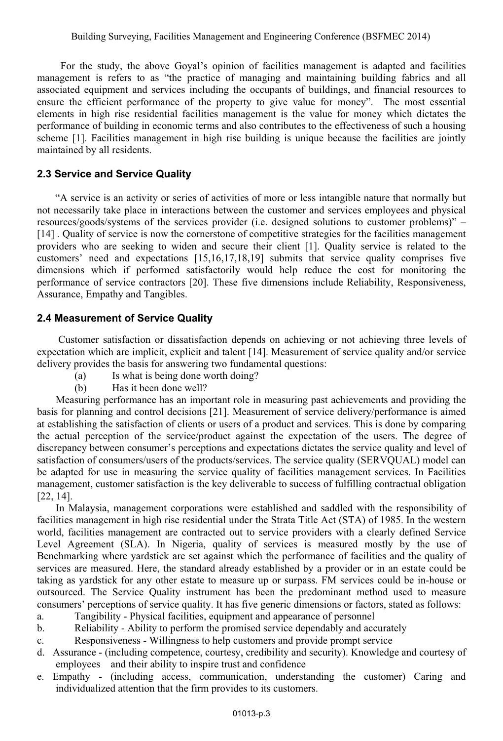For the study, the above Goyal's opinion of facilities management is adapted and facilities management is refers to as "the practice of managing and maintaining building fabrics and all associated equipment and services including the occupants of buildings, and financial resources to ensure the efficient performance of the property to give value for money". The most essential elements in high rise residential facilities management is the value for money which dictates the performance of building in economic terms and also contributes to the effectiveness of such a housing scheme [1]. Facilities management in high rise building is unique because the facilities are jointly maintained by all residents.

### 2.3 Service and Service Quality

"A service is an activity or series of activities of more or less intangible nature that normally but not necessarily take place in interactions between the customer and services employees and physical resources/goods/systems of the services provider (i.e. designed solutions to customer problems)" – [14] . Quality of service is now the cornerstone of competitive strategies for the facilities management providers who are seeking to widen and secure their client [1]. Quality service is related to the customers' need and expectations [15,16,17,18,19] submits that service quality comprises five dimensions which if performed satisfactorily would help reduce the cost for monitoring the performance of service contractors [20]. These five dimensions include Reliability, Responsiveness, Assurance, Empathy and Tangibles.

### 2.4 Measurement of Service Quality

Customer satisfaction or dissatisfaction depends on achieving or not achieving three levels of expectation which are implicit, explicit and talent [14]. Measurement of service quality and/or service delivery provides the basis for answering two fundamental questions:

(a) Is what is being done worth doing?

(b) Has it been done well?

Measuring performance has an important role in measuring past achievements and providing the basis for planning and control decisions [21]. Measurement of service delivery/performance is aimed at establishing the satisfaction of clients or users of a product and services. This is done by comparing the actual perception of the service/product against the expectation of the users. The degree of discrepancy between consumer's perceptions and expectations dictates the service quality and level of satisfaction of consumers/users of the products/services. The service quality (SERVQUAL) model can be adapted for use in measuring the service quality of facilities management services. In Facilities management, customer satisfaction is the key deliverable to success of fulfilling contractual obligation [22, 14].

In Malaysia, management corporations were established and saddled with the responsibility of facilities management in high rise residential under the Strata Title Act (STA) of 1985. In the western world, facilities management are contracted out to service providers with a clearly defined Service Level Agreement (SLA). In Nigeria, quality of services is measured mostly by the use of Benchmarking where yardstick are set against which the performance of facilities and the quality of services are measured. Here, the standard already established by a provider or in an estate could be taking as yardstick for any other estate to measure up or surpass. FM services could be in-house or outsourced. The Service Quality instrument has been the predominant method used to measure consumers' perceptions of service quality. It has five generic dimensions or factors, stated as follows:

a. Tangibility - Physical facilities, equipment and appearance of personnel
b. Reliability - Ability to perform the promised service dependably and accurately
c. Responsiveness - Willingness to help customers and provide prompt service
d. Assurance - (including competence, courtesy, credibility and security). Knowledge and courtesy of employees and their ability to inspire trust and confidence
e. Empathy - (including access, communication, understanding the customer) Caring and individualized attention that the firm provides to its customers.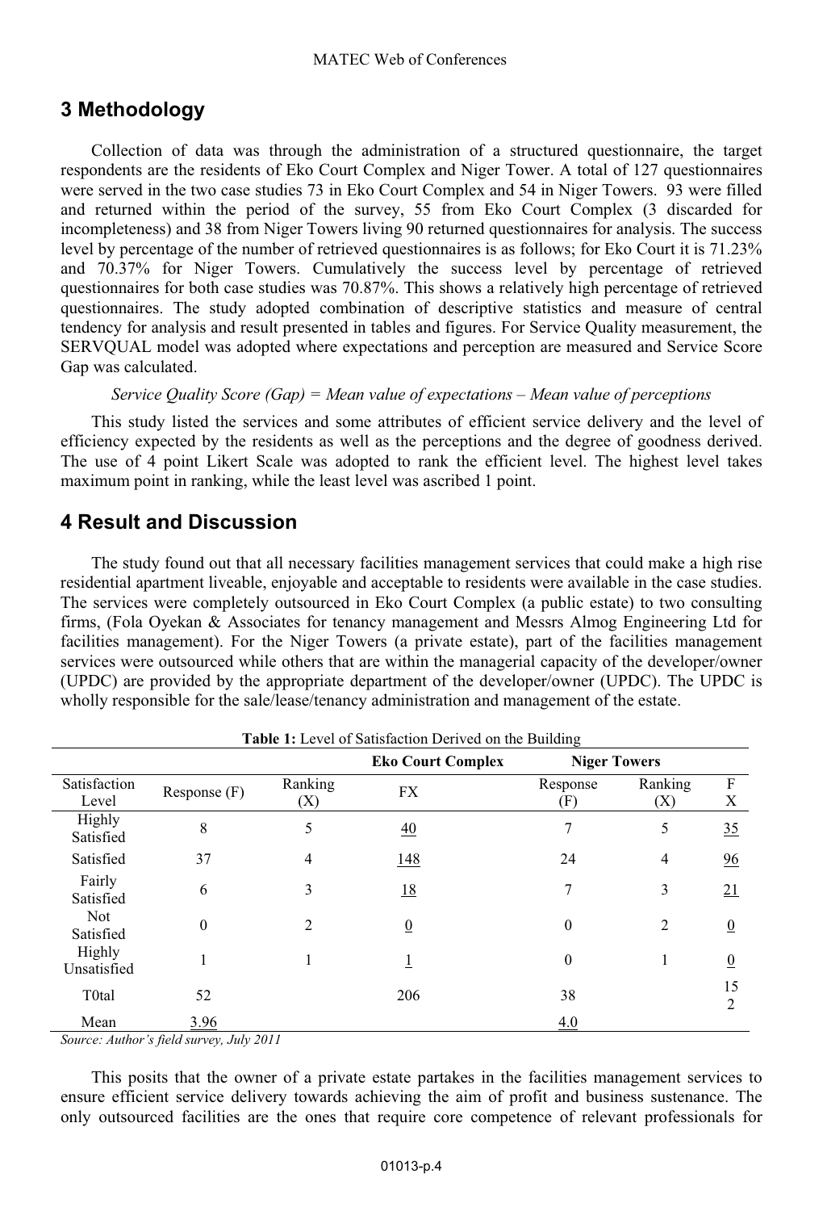## 3 Methodology

Collection of data was through the administration of a structured questionnaire, the target respondents are the residents of Eko Court Complex and Niger Tower. A total of 127 questionnaires were served in the two case studies 73 in Eko Court Complex and 54 in Niger Towers. 93 were filled and returned within the period of the survey, 55 from Eko Court Complex (3 discarded for incompleteness) and 38 from Niger Towers living 90 returned questionnaires for analysis. The success level by percentage of the number of retrieved questionnaires is as follows; for Eko Court it is 71.23% and 70.37% for Niger Towers. Cumulatively the success level by percentage of retrieved questionnaires for both case studies was 70.87%. This shows a relatively high percentage of retrieved questionnaires. The study adopted combination of descriptive statistics and measure of central tendency for analysis and result presented in tables and figures. For Service Quality measurement, the SERVQUAL model was adopted where expectations and perception are measured and Service Score Gap was calculated.

*Service Quality Score (Gap) = Mean value of expectations – Mean value of perceptions*

This study listed the services and some attributes of efficient service delivery and the level of efficiency expected by the residents as well as the perceptions and the degree of goodness derived. The use of 4 point Likert Scale was adopted to rank the efficient level. The highest level takes maximum point in ranking, while the least level was ascribed 1 point.

## 4 Result and Discussion

The study found out that all necessary facilities management services that could make a high rise residential apartment liveable, enjoyable and acceptable to residents were available in the case studies. The services were completely outsourced in Eko Court Complex (a public estate) to two consulting firms, (Fola Oyekan & Associates for tenancy management and Messrs Almog Engineering Ltd for facilities management). For the Niger Towers (a private estate), part of the facilities management services were outsourced while others that are within the managerial capacity of the developer/owner (UPDC) are provided by the appropriate department of the developer/owner (UPDC). The UPDC is wholly responsible for the sale/lease/tenancy administration and management of the estate.

**Table 1:** Level of Satisfaction Derived on the Building

| | | | Eko Court Complex | Niger Towers | | |
|---|---|---|---|---|---|---|
| Satisfaction Level | Response (F) | Ranking (X) | FX | Response (F) | Ranking (X) | FX |
| Highly Satisfied | 8 | 5 | 40 | 7 | 5 | 35 |
| Satisfied | 37 | 4 | 148 | 24 | 4 | 96 |
| Fairly Satisfied | 6 | 3 | 18 | 7 | 3 | 21 |
| Not Satisfied | 0 | 2 | 0 | 0 | 2 | 0 |
| Highly Unsatisfied | 1 | 1 | 1 | 0 | 1 | 0 |
| T0tal | 52 | | 206 | 38 | | 152 |
| Mean | 3.96 | | | 4.0 | | |

*Source: Author's field survey, July 2011*

This posits that the owner of a private estate partakes in the facilities management services to ensure efficient service delivery towards achieving the aim of profit and business sustenance. The only outsourced facilities are the ones that require core competence of relevant professionals for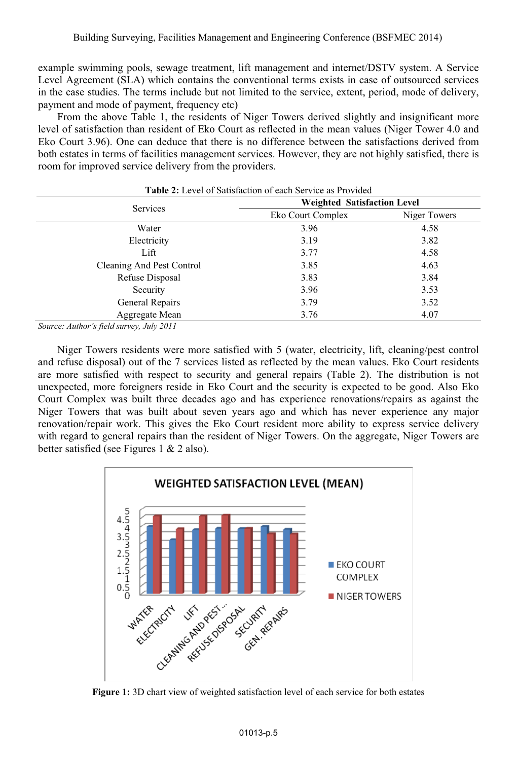example swimming pools, sewage treatment, lift management and internet/DSTV system. A Service Level Agreement (SLA) which contains the conventional terms exists in case of outsourced services in the case studies. The terms include but not limited to the service, extent, period, mode of delivery, payment and mode of payment, frequency etc)

From the above Table 1, the residents of Niger Towers derived slightly and insignificant more level of satisfaction than resident of Eko Court as reflected in the mean values (Niger Tower 4.0 and Eko Court 3.96). One can deduce that there is no difference between the satisfactions derived from both estates in terms of facilities management services. However, they are not highly satisfied, there is room for improved service delivery from the providers.

**Table 2:** Level of Satisfaction of each Service as Provided

| Services | **Weighted Satisfaction Level** | |
|---|---|---|
| | Eko Court Complex | Niger Towers |
| Water | 3.96 | 4.58 |
| Electricity | 3.19 | 3.82 |
| Lift | 3.77 | 4.58 |
| Cleaning And Pest Control | 3.85 | 4.63 |
| Refuse Disposal | 3.83 | 3.84 |
| Security | 3.96 | 3.53 |
| General Repairs | 3.79 | 3.52 |
| Aggregate Mean | 3.76 | 4.07 |

*Source: Author's field survey, July 2011*

Niger Towers residents were more satisfied with 5 (water, electricity, lift, cleaning/pest control and refuse disposal) out of the 7 services listed as reflected by the mean values. Eko Court residents are more satisfied with respect to security and general repairs (Table 2). The distribution is not unexpected, more foreigners reside in Eko Court and the security is expected to be good. Also Eko Court Complex was built three decades ago and has experience renovations/repairs as against the Niger Towers that was built about seven years ago and which has never experience any major renovation/repair work. This gives the Eko Court resident more ability to express service delivery with regard to general repairs than the resident of Niger Towers. On the aggregate, Niger Towers are better satisfied (see Figures 1 & 2 also).

**Figure 1:** 3D chart view of weighted satisfaction level of each service for both estates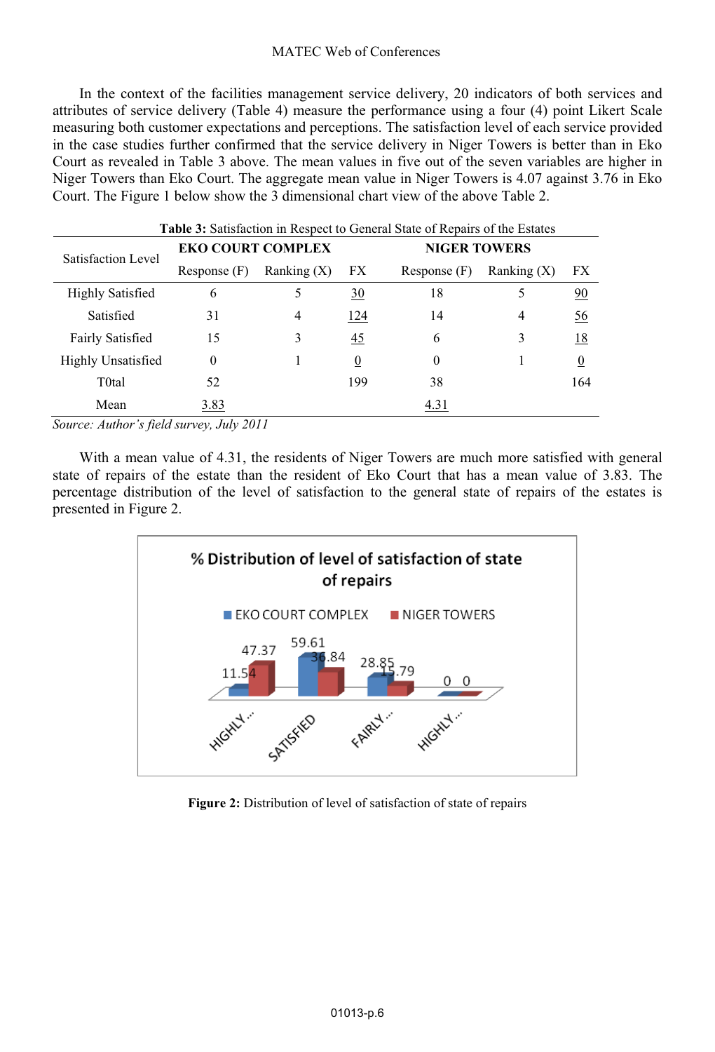In the context of the facilities management service delivery, 20 indicators of both services and attributes of service delivery (Table 4) measure the performance using a four (4) point Likert Scale measuring both customer expectations and perceptions. The satisfaction level of each service provided in the case studies further confirmed that the service delivery in Niger Towers is better than in Eko Court as revealed in Table 3 above. The mean values in five out of the seven variables are higher in Niger Towers than Eko Court. The aggregate mean value in Niger Towers is 4.07 against 3.76 in Eko Court. The Figure 1 below show the 3 dimensional chart view of the above Table 2.

**Table 3:** Satisfaction in Respect to General State of Repairs of the Estates

| Satisfaction Level | EKO COURT COMPLEX | | | NIGER TOWERS | | |
|---|---|---|---|---|---|---|
| | Response (F) | Ranking (X) | FX | Response (F) | Ranking (X) | FX |
| Highly Satisfied | 6 | 5 | 30 | 18 | 5 | 90 |
| Satisfied | 31 | 4 | 124 | 14 | 4 | 56 |
| Fairly Satisfied | 15 | 3 | 45 | 6 | 3 | 18 |
| Highly Unsatisfied | 0 | 1 | 0 | 0 | 1 | 0 |
| T0tal | 52 | | 199 | 38 | | 164 |
| Mean | 3.83 | | | 4.31 | | |

*Source: Author's field survey, July 2011*

With a mean value of 4.31, the residents of Niger Towers are much more satisfied with general state of repairs of the estate than the resident of Eko Court that has a mean value of 3.83. The percentage distribution of the level of satisfaction to the general state of repairs of the estates is presented in Figure 2.

**Figure 2:** Distribution of level of satisfaction of state of repairs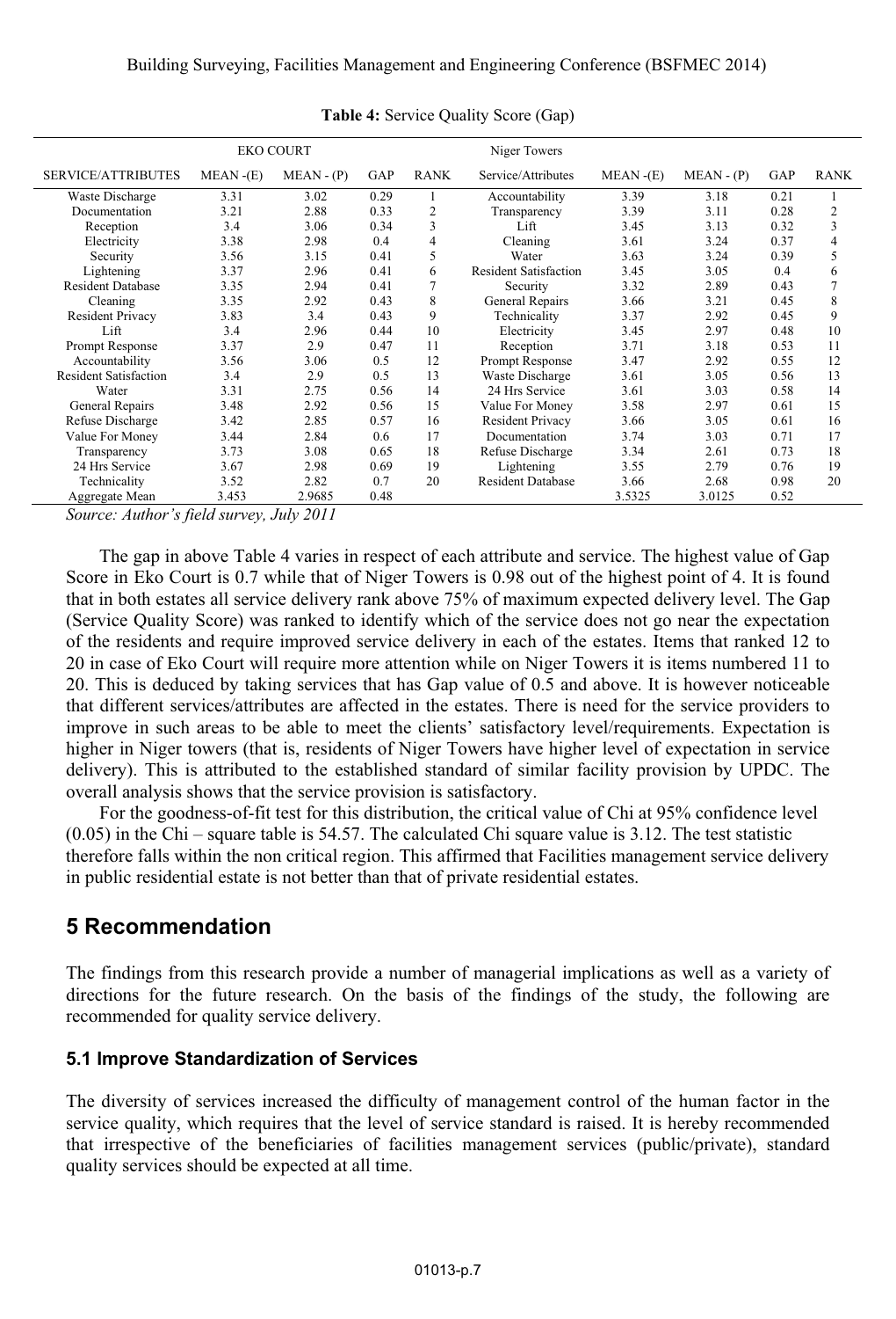**Table 4:** Service Quality Score (Gap)

| EKO COURT | | | | | Niger Towers | | | | |
|---|---|---|---|---|---|---|---|---|---|
| SERVICE/ATTRIBUTES | MEAN -(E) | MEAN - (P) | GAP | RANK | Service/Attributes | MEAN -(E) | MEAN - (P) | GAP | RANK |
| Waste Discharge | 3.31 | 3.02 | 0.29 | 1 | Accountability | 3.39 | 3.18 | 0.21 | 1 |
| Documentation | 3.21 | 2.88 | 0.33 | 2 | Transparency | 3.39 | 3.11 | 0.28 | 2 |
| Reception | 3.4 | 3.06 | 0.34 | 3 | Lift | 3.45 | 3.13 | 0.32 | 3 |
| Electricity | 3.38 | 2.98 | 0.4 | 4 | Cleaning | 3.61 | 3.24 | 0.37 | 4 |
| Security | 3.56 | 3.15 | 0.41 | 5 | Water | 3.63 | 3.24 | 0.39 | 5 |
| Lightening | 3.37 | 2.96 | 0.41 | 6 | Resident Satisfaction | 3.45 | 3.05 | 0.4 | 6 |
| Resident Database | 3.35 | 2.94 | 0.41 | 7 | Security | 3.32 | 2.89 | 0.43 | 7 |
| Cleaning | 3.35 | 2.92 | 0.43 | 8 | General Repairs | 3.66 | 3.21 | 0.45 | 8 |
| Resident Privacy | 3.83 | 3.4 | 0.43 | 9 | Technicality | 3.37 | 2.92 | 0.45 | 9 |
| Lift | 3.4 | 2.96 | 0.44 | 10 | Electricity | 3.45 | 2.97 | 0.48 | 10 |
| Prompt Response | 3.37 | 2.9 | 0.47 | 11 | Reception | 3.71 | 3.18 | 0.53 | 11 |
| Accountability | 3.56 | 3.06 | 0.5 | 12 | Prompt Response | 3.47 | 2.92 | 0.55 | 12 |
| Resident Satisfaction | 3.4 | 2.9 | 0.5 | 13 | Waste Discharge | 3.61 | 3.05 | 0.56 | 13 |
| Water | 3.31 | 2.75 | 0.56 | 14 | 24 Hrs Service | 3.61 | 3.03 | 0.58 | 14 |
| General Repairs | 3.48 | 2.92 | 0.56 | 15 | Value For Money | 3.58 | 2.97 | 0.61 | 15 |
| Refuse Discharge | 3.42 | 2.85 | 0.57 | 16 | Resident Privacy | 3.66 | 3.05 | 0.61 | 16 |
| Value For Money | 3.44 | 2.84 | 0.6 | 17 | Documentation | 3.74 | 3.03 | 0.71 | 17 |
| Transparency | 3.73 | 3.08 | 0.65 | 18 | Refuse Discharge | 3.34 | 2.61 | 0.73 | 18 |
| 24 Hrs Service | 3.67 | 2.98 | 0.69 | 19 | Lightening | 3.55 | 2.79 | 0.76 | 19 |
| Technicality | 3.52 | 2.82 | 0.7 | 20 | Resident Database | 3.66 | 2.68 | 0.98 | 20 |
| Aggregate Mean | 3.453 | 2.9685 | 0.48 | | | 3.5325 | 3.0125 | 0.52 | |

*Source: Author's field survey, July 2011*

The gap in above Table 4 varies in respect of each attribute and service. The highest value of Gap Score in Eko Court is 0.7 while that of Niger Towers is 0.98 out of the highest point of 4. It is found that in both estates all service delivery rank above 75% of maximum expected delivery level. The Gap (Service Quality Score) was ranked to identify which of the service does not go near the expectation of the residents and require improved service delivery in each of the estates. Items that ranked 12 to 20 in case of Eko Court will require more attention while on Niger Towers it is items numbered 11 to 20. This is deduced by taking services that has Gap value of 0.5 and above. It is however noticeable that different services/attributes are affected in the estates. There is need for the service providers to improve in such areas to be able to meet the clients' satisfactory level/requirements. Expectation is higher in Niger towers (that is, residents of Niger Towers have higher level of expectation in service delivery). This is attributed to the established standard of similar facility provision by UPDC. The overall analysis shows that the service provision is satisfactory.

For the goodness-of-fit test for this distribution, the critical value of Chi at 95% confidence level (0.05) in the Chi – square table is 54.57. The calculated Chi square value is 3.12. The test statistic therefore falls within the non critical region. This affirmed that Facilities management service delivery in public residential estate is not better than that of private residential estates.

## 5 Recommendation

The findings from this research provide a number of managerial implications as well as a variety of directions for the future research. On the basis of the findings of the study, the following are recommended for quality service delivery.

### 5.1 Improve Standardization of Services

The diversity of services increased the difficulty of management control of the human factor in the service quality, which requires that the level of service standard is raised. It is hereby recommended that irrespective of the beneficiaries of facilities management services (public/private), standard quality services should be expected at all time.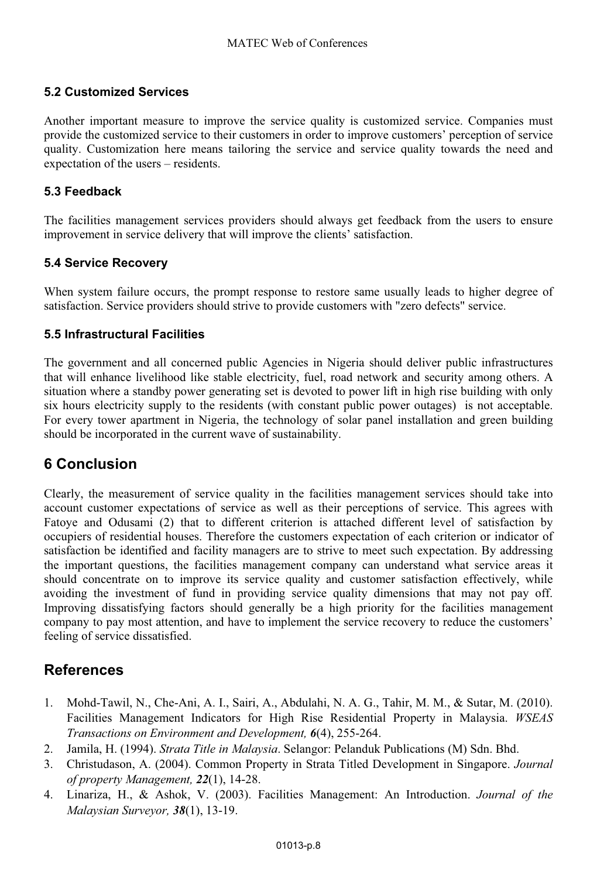### 5.2 Customized Services

Another important measure to improve the service quality is customized service. Companies must provide the customized service to their customers in order to improve customers' perception of service quality. Customization here means tailoring the service and service quality towards the need and expectation of the users – residents.

### 5.3 Feedback

The facilities management services providers should always get feedback from the users to ensure improvement in service delivery that will improve the clients' satisfaction.

### 5.4 Service Recovery

When system failure occurs, the prompt response to restore same usually leads to higher degree of satisfaction. Service providers should strive to provide customers with "zero defects" service.

### 5.5 Infrastructural Facilities

The government and all concerned public Agencies in Nigeria should deliver public infrastructures that will enhance livelihood like stable electricity, fuel, road network and security among others. A situation where a standby power generating set is devoted to power lift in high rise building with only six hours electricity supply to the residents (with constant public power outages) is not acceptable. For every tower apartment in Nigeria, the technology of solar panel installation and green building should be incorporated in the current wave of sustainability.

## 6 Conclusion

Clearly, the measurement of service quality in the facilities management services should take into account customer expectations of service as well as their perceptions of service. This agrees with Fatoye and Odusami (2) that to different criterion is attached different level of satisfaction by occupiers of residential houses. Therefore the customers expectation of each criterion or indicator of satisfaction be identified and facility managers are to strive to meet such expectation. By addressing the important questions, the facilities management company can understand what service areas it should concentrate on to improve its service quality and customer satisfaction effectively, while avoiding the investment of fund in providing service quality dimensions that may not pay off. Improving dissatisfying factors should generally be a high priority for the facilities management company to pay most attention, and have to implement the service recovery to reduce the customers' feeling of service dissatisfied.

## References

1. Mohd-Tawil, N., Che-Ani, A. I., Sairi, A., Abdulahi, N. A. G., Tahir, M. M., & Sutar, M. (2010). Facilities Management Indicators for High Rise Residential Property in Malaysia. *WSEAS Transactions on Environment and Development,* ***6***(4), 255-264.
2. Jamila, H. (1994). *Strata Title in Malaysia*. Selangor: Pelanduk Publications (M) Sdn. Bhd.
3. Christudason, A. (2004). Common Property in Strata Titled Development in Singapore. *Journal of property Management,* ***22***(1), 14-28.
4. Linariza, H., & Ashok, V. (2003). Facilities Management: An Introduction. *Journal of the Malaysian Surveyor,* ***38***(1), 13-19.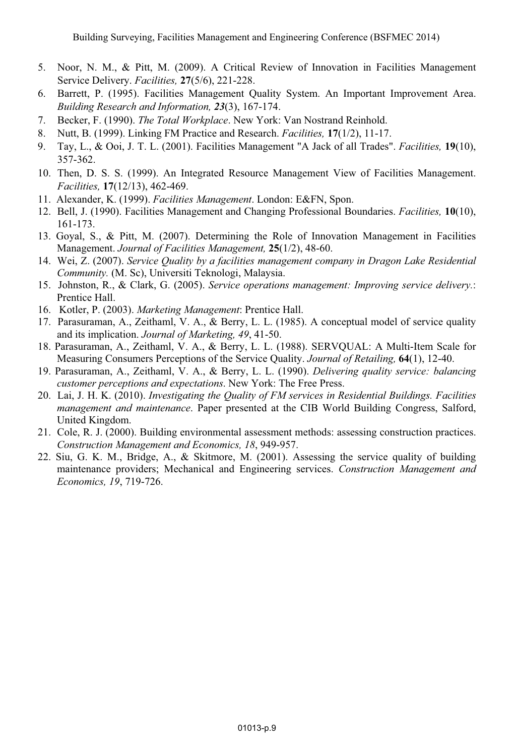5. Noor, N. M., & Pitt, M. (2009). A Critical Review of Innovation in Facilities Management Service Delivery. *Facilities,* **27**(5/6), 221-228.
6. Barrett, P. (1995). Facilities Management Quality System. An Important Improvement Area. *Building Research and Information, 23*(3), 167-174.
7. Becker, F. (1990). *The Total Workplace*. New York: Van Nostrand Reinhold.
8. Nutt, B. (1999). Linking FM Practice and Research. *Facilities,* **17**(1/2), 11-17.
9. Tay, L., & Ooi, J. T. L. (2001). Facilities Management "A Jack of all Trades". *Facilities,* **19**(10), 357-362.
10. Then, D. S. S. (1999). An Integrated Resource Management View of Facilities Management. *Facilities,* **17**(12/13), 462-469.
11. Alexander, K. (1999). *Facilities Management*. London: E&FN, Spon.
12. Bell, J. (1990). Facilities Management and Changing Professional Boundaries. *Facilities,* **10**(10), 161-173.
13. Goyal, S., & Pitt, M. (2007). Determining the Role of Innovation Management in Facilities Management. *Journal of Facilities Management,* **25**(1/2), 48-60.
14. Wei, Z. (2007). *Service Quality by a facilities management company in Dragon Lake Residential Community.* (M. Sc), Universiti Teknologi, Malaysia.
15. Johnston, R., & Clark, G. (2005). *Service operations management: Improving service delivery.*: Prentice Hall.
16. Kotler, P. (2003). *Marketing Management*: Prentice Hall.
17. Parasuraman, A., Zeithaml, V. A., & Berry, L. L. (1985). A conceptual model of service quality and its implication. *Journal of Marketing, 49*, 41-50.
18. Parasuraman, A., Zeithaml, V. A., & Berry, L. L. (1988). SERVQUAL: A Multi-Item Scale for Measuring Consumers Perceptions of the Service Quality. *Journal of Retailing,* **64**(1), 12-40.
19. Parasuraman, A., Zeithaml, V. A., & Berry, L. L. (1990). *Delivering quality service: balancing customer perceptions and expectations*. New York: The Free Press.
20. Lai, J. H. K. (2010). *Investigating the Quality of FM services in Residential Buildings. Facilities management and maintenance*. Paper presented at the CIB World Building Congress, Salford, United Kingdom.
21. Cole, R. J. (2000). Building environmental assessment methods: assessing construction practices. *Construction Management and Economics, 18*, 949-957.
22. Siu, G. K. M., Bridge, A., & Skitmore, M. (2001). Assessing the service quality of building maintenance providers; Mechanical and Engineering services. *Construction Management and Economics, 19*, 719-726.